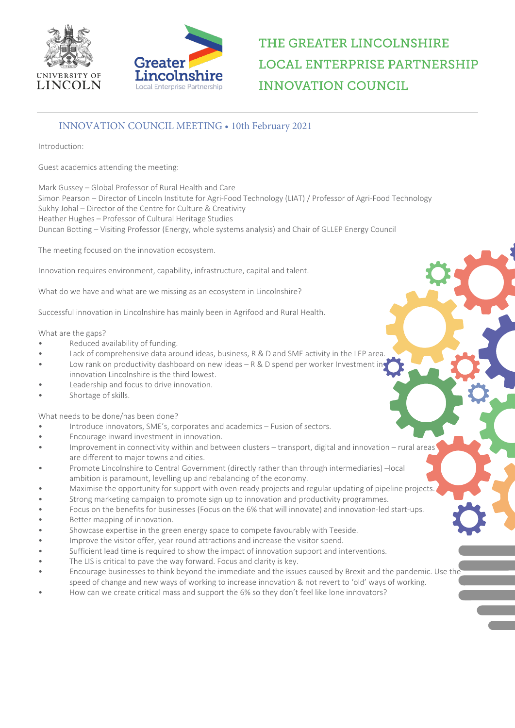# THE GREATER LINCOLNSHIRE LOCAL ENTERPRISE PARTNERSHIP INNOVATION COUNCIL

## INNOVATION COUNCIL MEETING • 10th February 2021

Introduction:

Guest academics attending the meeting:

Mark Gussey – Global Professor of Rural Health and Care
Simon Pearson – Director of Lincoln Institute for Agri-Food Technology (LIAT) / Professor of Agri-Food Technology
Sukhy Johal – Director of the Centre for Culture & Creativity
Heather Hughes – Professor of Cultural Heritage Studies
Duncan Botting – Visiting Professor (Energy, whole systems analysis) and Chair of GLLEP Energy Council

The meeting focused on the innovation ecosystem.

Innovation requires environment, capability, infrastructure, capital and talent.

What do we have and what are we missing as an ecosystem in Lincolnshire?

Successful innovation in Lincolnshire has mainly been in Agrifood and Rural Health.

What are the gaps?

- Reduced availability of funding.
- Lack of comprehensive data around ideas, business, R & D and SME activity in the LEP area.
- Low rank on productivity dashboard on new ideas – R & D spend per worker Investment in innovation Lincolnshire is the third lowest.
- Leadership and focus to drive innovation.
- Shortage of skills.

What needs to be done/has been done?

- Introduce innovators, SME's, corporates and academics – Fusion of sectors.
- Encourage inward investment in innovation.
- Improvement in connectivity within and between clusters – transport, digital and innovation – rural areas are different to major towns and cities.
- Promote Lincolnshire to Central Government (directly rather than through intermediaries) –local ambition is paramount, levelling up and rebalancing of the economy.
- Maximise the opportunity for support with oven-ready projects and regular updating of pipeline projects.
- Strong marketing campaign to promote sign up to innovation and productivity programmes.
- Focus on the benefits for businesses (Focus on the 6% that will innovate) and innovation-led start-ups.
- Better mapping of innovation.
- Showcase expertise in the green energy space to compete favourably with Teeside.
- Improve the visitor offer, year round attractions and increase the visitor spend.
- Sufficient lead time is required to show the impact of innovation support and interventions.
- The LIS is critical to pave the way forward. Focus and clarity is key.
- Encourage businesses to think beyond the immediate and the issues caused by Brexit and the pandemic. Use the speed of change and new ways of working to increase innovation & not revert to 'old' ways of working.
- How can we create critical mass and support the 6% so they don't feel like lone innovators?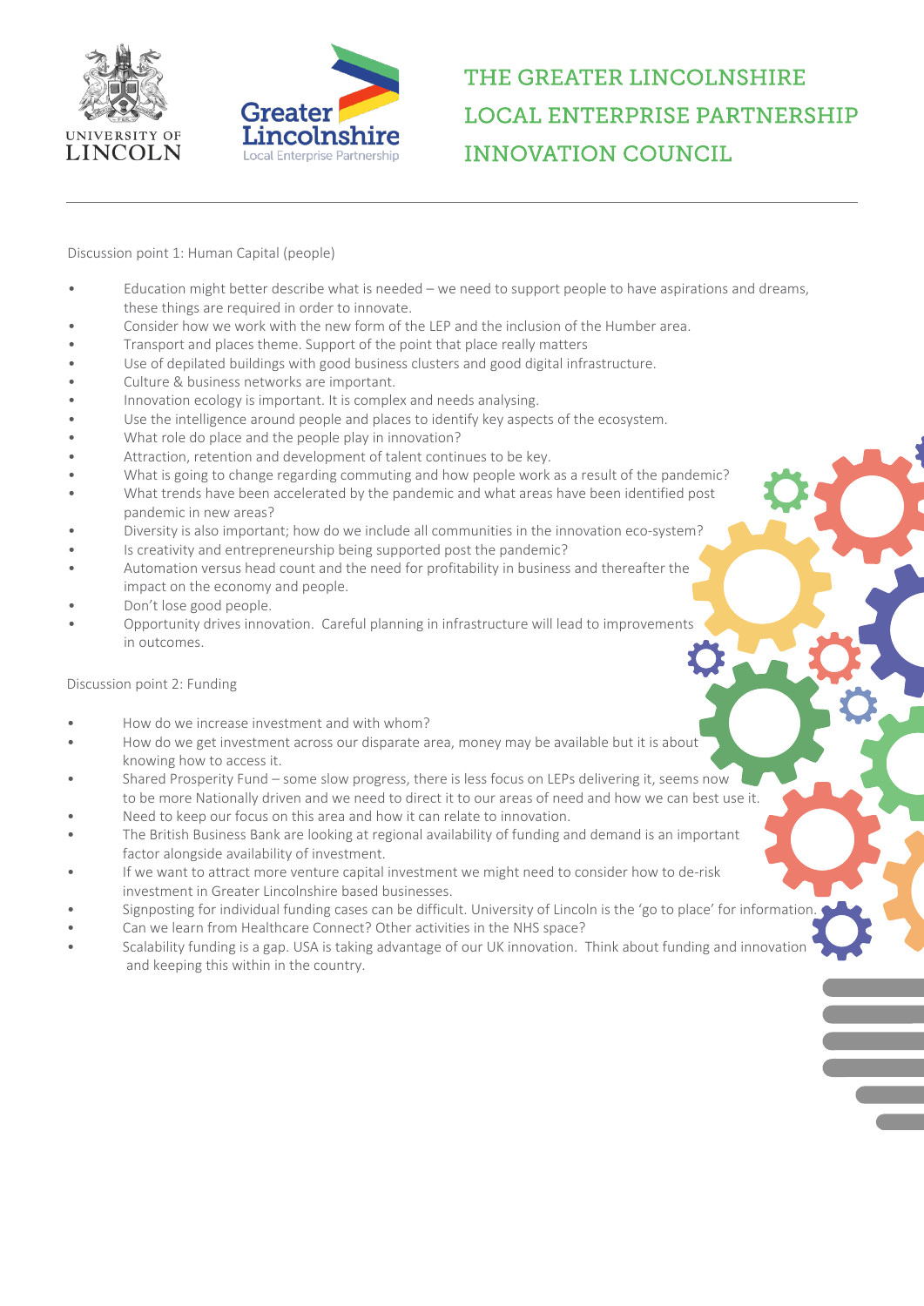# THE GREATER LINCOLNSHIRE LOCAL ENTERPRISE PARTNERSHIP INNOVATION COUNCIL

Discussion point 1: Human Capital (people)

- Education might better describe what is needed – we need to support people to have aspirations and dreams, these things are required in order to innovate.
- Consider how we work with the new form of the LEP and the inclusion of the Humber area.
- Transport and places theme. Support of the point that place really matters
- Use of depilated buildings with good business clusters and good digital infrastructure.
- Culture & business networks are important.
- Innovation ecology is important. It is complex and needs analysing.
- Use the intelligence around people and places to identify key aspects of the ecosystem.
- What role do place and the people play in innovation?
- Attraction, retention and development of talent continues to be key.
- What is going to change regarding commuting and how people work as a result of the pandemic?
- What trends have been accelerated by the pandemic and what areas have been identified post pandemic in new areas?
- Diversity is also important; how do we include all communities in the innovation eco-system?
- Is creativity and entrepreneurship being supported post the pandemic?
- Automation versus head count and the need for profitability in business and thereafter the impact on the economy and people.
- Don't lose good people.
- Opportunity drives innovation. Careful planning in infrastructure will lead to improvements in outcomes.

Discussion point 2: Funding

- How do we increase investment and with whom?
- How do we get investment across our disparate area, money may be available but it is about knowing how to access it.
- Shared Prosperity Fund – some slow progress, there is less focus on LEPs delivering it, seems now to be more Nationally driven and we need to direct it to our areas of need and how we can best use it.
- Need to keep our focus on this area and how it can relate to innovation.
- The British Business Bank are looking at regional availability of funding and demand is an important factor alongside availability of investment.
- If we want to attract more venture capital investment we might need to consider how to de-risk investment in Greater Lincolnshire based businesses.
- Signposting for individual funding cases can be difficult. University of Lincoln is the 'go to place' for information.
- Can we learn from Healthcare Connect? Other activities in the NHS space?
- Scalability funding is a gap. USA is taking advantage of our UK innovation. Think about funding and innovation and keeping this within in the country.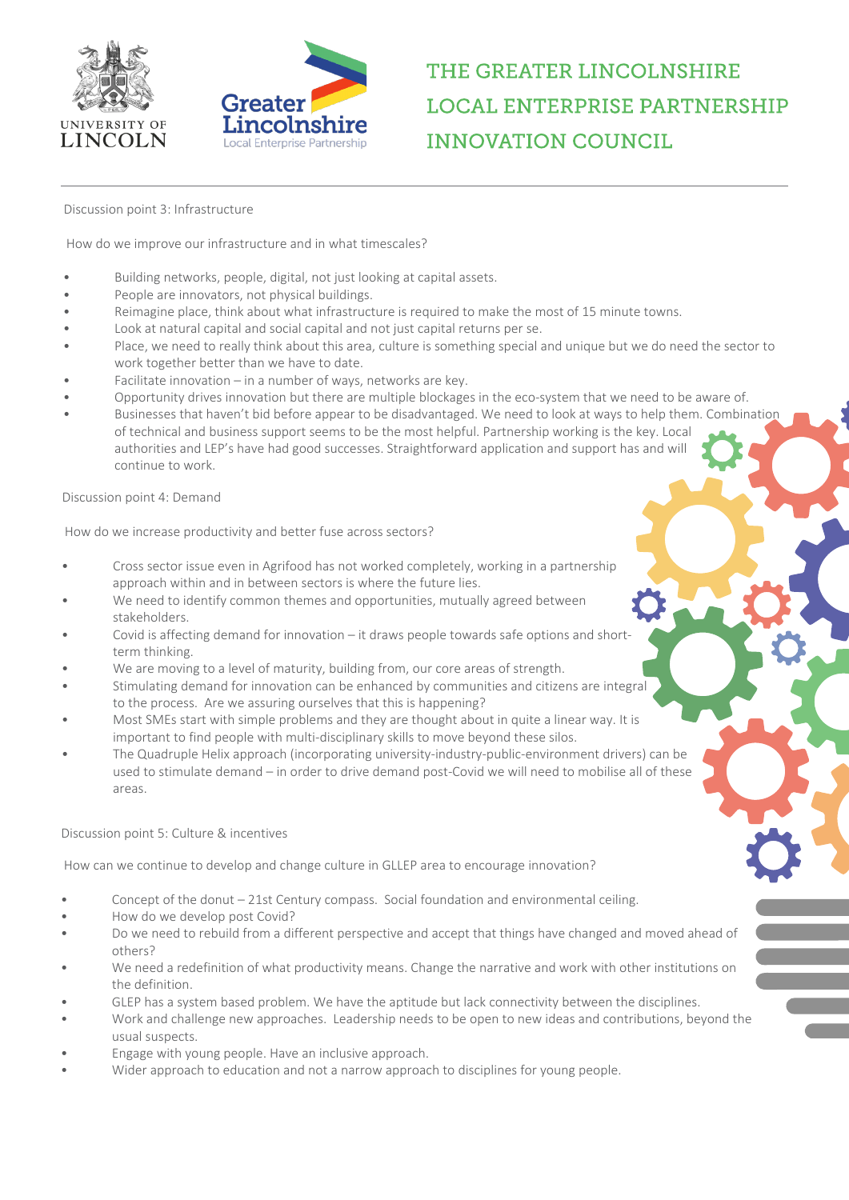# THE GREATER LINCOLNSHIRE LOCAL ENTERPRISE PARTNERSHIP INNOVATION COUNCIL

Discussion point 3: Infrastructure

How do we improve our infrastructure and in what timescales?

- Building networks, people, digital, not just looking at capital assets.
- People are innovators, not physical buildings.
- Reimagine place, think about what infrastructure is required to make the most of 15 minute towns.
- Look at natural capital and social capital and not just capital returns per se.
- Place, we need to really think about this area, culture is something special and unique but we do need the sector to work together better than we have to date.
- Facilitate innovation – in a number of ways, networks are key.
- Opportunity drives innovation but there are multiple blockages in the eco-system that we need to be aware of.
- Businesses that haven't bid before appear to be disadvantaged. We need to look at ways to help them. Combination of technical and business support seems to be the most helpful. Partnership working is the key. Local authorities and LEP's have had good successes. Straightforward application and support has and will continue to work.

Discussion point 4: Demand

How do we increase productivity and better fuse across sectors?

- Cross sector issue even in Agrifood has not worked completely, working in a partnership approach within and in between sectors is where the future lies.
- We need to identify common themes and opportunities, mutually agreed between stakeholders.
- Covid is affecting demand for innovation – it draws people towards safe options and short-term thinking.
- We are moving to a level of maturity, building from, our core areas of strength.
- Stimulating demand for innovation can be enhanced by communities and citizens are integral to the process. Are we assuring ourselves that this is happening?
- Most SMEs start with simple problems and they are thought about in quite a linear way. It is important to find people with multi-disciplinary skills to move beyond these silos.
- The Quadruple Helix approach (incorporating university-industry-public-environment drivers) can be used to stimulate demand – in order to drive demand post-Covid we will need to mobilise all of these areas.

Discussion point 5: Culture & incentives

How can we continue to develop and change culture in GLLEP area to encourage innovation?

- Concept of the donut – 21st Century compass. Social foundation and environmental ceiling.
- How do we develop post Covid?
- Do we need to rebuild from a different perspective and accept that things have changed and moved ahead of others?
- We need a redefinition of what productivity means. Change the narrative and work with other institutions on the definition.
- GLEP has a system based problem. We have the aptitude but lack connectivity between the disciplines.
- Work and challenge new approaches. Leadership needs to be open to new ideas and contributions, beyond the usual suspects.
- Engage with young people. Have an inclusive approach.
- Wider approach to education and not a narrow approach to disciplines for young people.